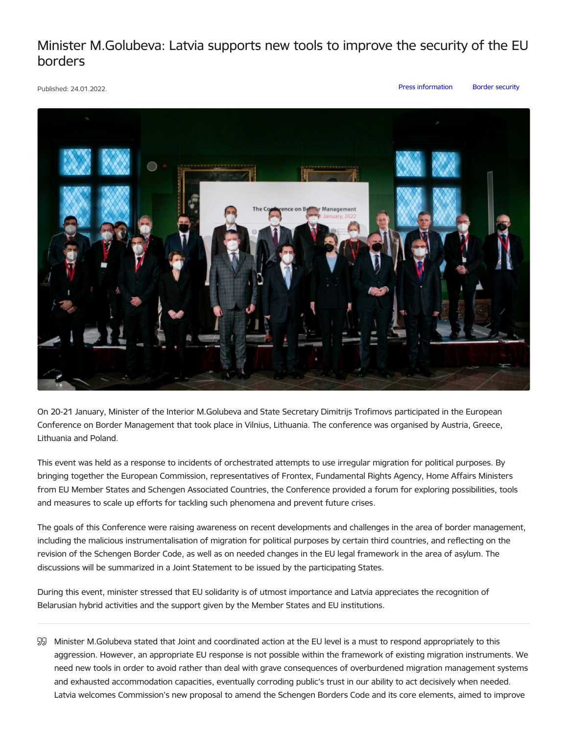# Minister M.Golubeva: Latvia supports new tools to improve the security of the EU borders

Published: 24.01.2022.

Press information Border security

On 20-21 January, Minister of the Interior M.Golubeva and State Secretary Dimitrijs Trofimovs participated in the European Conference on Border Management that took place in Vilnius, Lithuania. The conference was organised by Austria, Greece, Lithuania and Poland.

This event was held as a response to incidents of orchestrated attempts to use irregular migration for political purposes. By bringing together the European Commission, representatives of Frontex, Fundamental Rights Agency, Home Affairs Ministers from EU Member States and Schengen Associated Countries, the Conference provided a forum for exploring possibilities, tools and measures to scale up efforts for tackling such phenomena and prevent future crises.

The goals of this Conference were raising awareness on recent developments and challenges in the area of border management, including the malicious instrumentalisation of migration for political purposes by certain third countries, and reflecting on the revision of the Schengen Border Code, as well as on needed changes in the EU legal framework in the area of asylum. The discussions will be summarized in a Joint Statement to be issued by the participating States.

During this event, minister stressed that EU solidarity is of utmost importance and Latvia appreciates the recognition of Belarusian hybrid activities and the support given by the Member States and EU institutions.

> Minister M.Golubeva stated that Joint and coordinated action at the EU level is a must to respond appropriately to this aggression. However, an appropriate EU response is not possible within the framework of existing migration instruments. We need new tools in order to avoid rather than deal with grave consequences of overburdened migration management systems and exhausted accommodation capacities, eventually corroding public's trust in our ability to act decisively when needed. Latvia welcomes Commission's new proposal to amend the Schengen Borders Code and its core elements, aimed to improve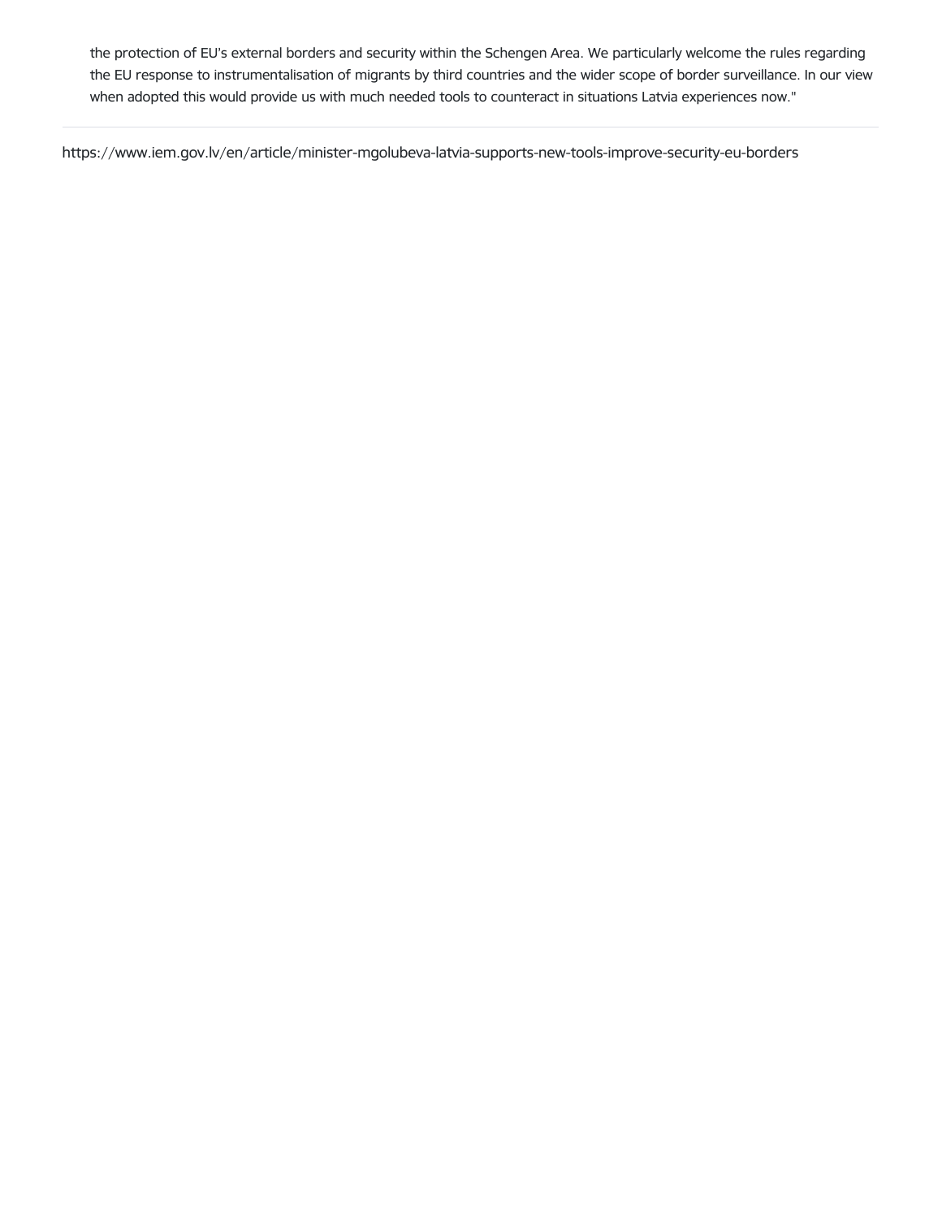the protection of EU's external borders and security within the Schengen Area. We particularly welcome the rules regarding the EU response to instrumentalisation of migrants by third countries and the wider scope of border surveillance. In our view when adopted this would provide us with much needed tools to counteract in situations Latvia experiences now."

---

https://www.iem.gov.lv/en/article/minister-mgolubeva-latvia-supports-new-tools-improve-security-eu-borders